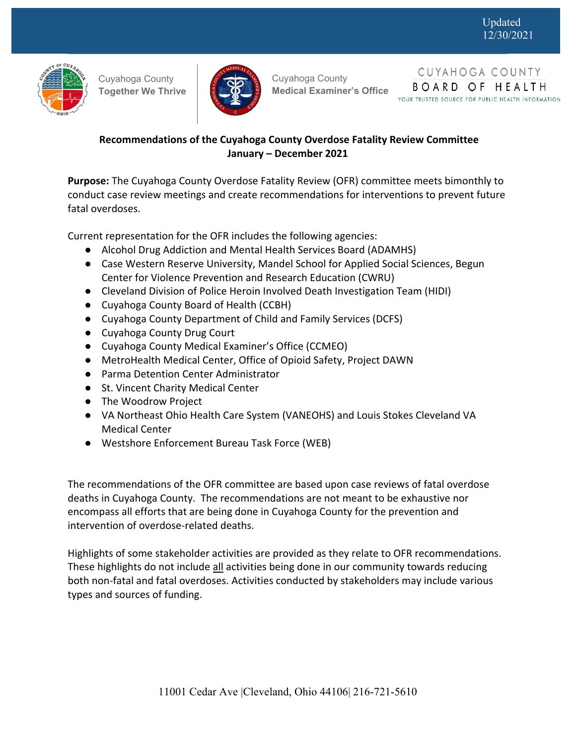Updated 12/30/2021

Cuyahoga County Together We Thrive | Cuyahoga County Medical Examiner's Office | CUYAHOGA COUNTY BOARD OF HEALTH — YOUR TRUSTED SOURCE FOR PUBLIC HEALTH INFORMATION

**Recommendations of the Cuyahoga County Overdose Fatality Review Committee**
**January – December 2021**

**Purpose:** The Cuyahoga County Overdose Fatality Review (OFR) committee meets bimonthly to conduct case review meetings and create recommendations for interventions to prevent future fatal overdoses.

Current representation for the OFR includes the following agencies:

- Alcohol Drug Addiction and Mental Health Services Board (ADAMHS)
- Case Western Reserve University, Mandel School for Applied Social Sciences, Begun Center for Violence Prevention and Research Education (CWRU)
- Cleveland Division of Police Heroin Involved Death Investigation Team (HIDI)
- Cuyahoga County Board of Health (CCBH)
- Cuyahoga County Department of Child and Family Services (DCFS)
- Cuyahoga County Drug Court
- Cuyahoga County Medical Examiner's Office (CCMEO)
- MetroHealth Medical Center, Office of Opioid Safety, Project DAWN
- Parma Detention Center Administrator
- St. Vincent Charity Medical Center
- The Woodrow Project
- VA Northeast Ohio Health Care System (VANEOHS) and Louis Stokes Cleveland VA Medical Center
- Westshore Enforcement Bureau Task Force (WEB)

The recommendations of the OFR committee are based upon case reviews of fatal overdose deaths in Cuyahoga County. The recommendations are not meant to be exhaustive nor encompass all efforts that are being done in Cuyahoga County for the prevention and intervention of overdose-related deaths.

Highlights of some stakeholder activities are provided as they relate to OFR recommendations. These highlights do not include <u>all</u> activities being done in our community towards reducing both non-fatal and fatal overdoses. Activities conducted by stakeholders may include various types and sources of funding.

11001 Cedar Ave |Cleveland, Ohio 44106| 216-721-5610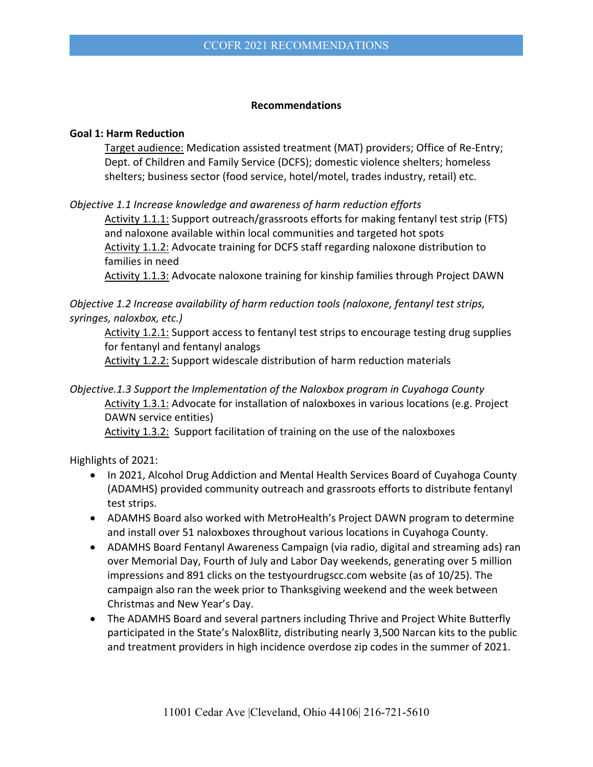## Recommendations

**Goal 1: Harm Reduction**

<u>Target audience:</u> Medication assisted treatment (MAT) providers; Office of Re-Entry; Dept. of Children and Family Service (DCFS); domestic violence shelters; homeless shelters; business sector (food service, hotel/motel, trades industry, retail) etc.

*Objective 1.1 Increase knowledge and awareness of harm reduction efforts*

<u>Activity 1.1.1:</u> Support outreach/grassroots efforts for making fentanyl test strip (FTS) and naloxone available within local communities and targeted hot spots

<u>Activity 1.1.2:</u> Advocate training for DCFS staff regarding naloxone distribution to families in need

<u>Activity 1.1.3:</u> Advocate naloxone training for kinship families through Project DAWN

*Objective 1.2 Increase availability of harm reduction tools (naloxone, fentanyl test strips, syringes, naloxbox, etc.)*

<u>Activity 1.2.1:</u> Support access to fentanyl test strips to encourage testing drug supplies for fentanyl and fentanyl analogs

<u>Activity 1.2.2:</u> Support widescale distribution of harm reduction materials

*Objective.1.3 Support the Implementation of the Naloxbox program in Cuyahoga County*

<u>Activity 1.3.1:</u> Advocate for installation of naloxboxes in various locations (e.g. Project DAWN service entities)

<u>Activity 1.3.2:</u> Support facilitation of training on the use of the naloxboxes

Highlights of 2021:

- In 2021, Alcohol Drug Addiction and Mental Health Services Board of Cuyahoga County (ADAMHS) provided community outreach and grassroots efforts to distribute fentanyl test strips.
- ADAMHS Board also worked with MetroHealth's Project DAWN program to determine and install over 51 naloxboxes throughout various locations in Cuyahoga County.
- ADAMHS Board Fentanyl Awareness Campaign (via radio, digital and streaming ads) ran over Memorial Day, Fourth of July and Labor Day weekends, generating over 5 million impressions and 891 clicks on the testyourdrugscc.com website (as of 10/25). The campaign also ran the week prior to Thanksgiving weekend and the week between Christmas and New Year's Day.
- The ADAMHS Board and several partners including Thrive and Project White Butterfly participated in the State's NaloxBlitz, distributing nearly 3,500 Narcan kits to the public and treatment providers in high incidence overdose zip codes in the summer of 2021.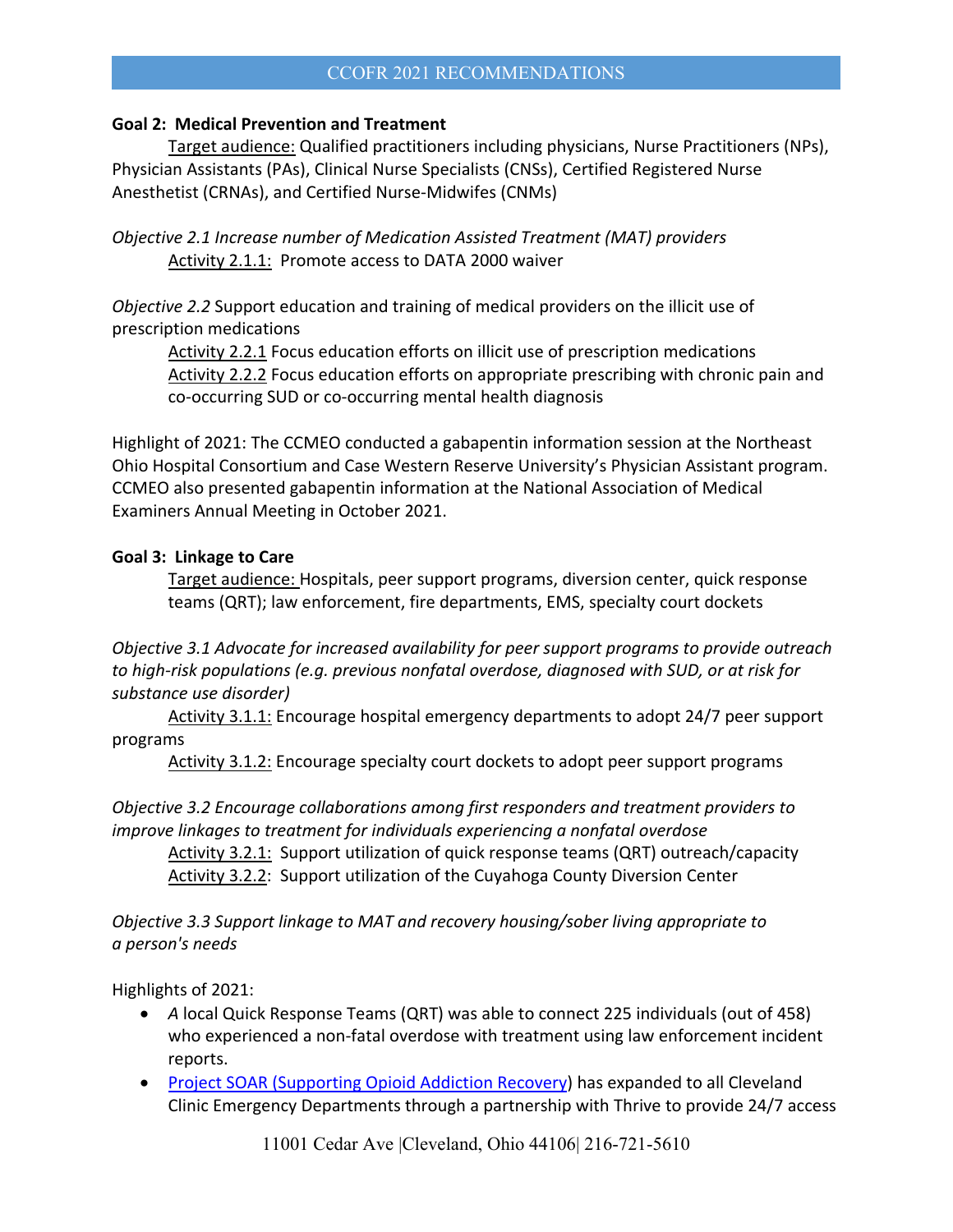**Goal 2: Medical Prevention and Treatment**

Target audience: Qualified practitioners including physicians, Nurse Practitioners (NPs), Physician Assistants (PAs), Clinical Nurse Specialists (CNSs), Certified Registered Nurse Anesthetist (CRNAs), and Certified Nurse-Midwifes (CNMs)

*Objective 2.1 Increase number of Medication Assisted Treatment (MAT) providers*

Activity 2.1.1: Promote access to DATA 2000 waiver

*Objective 2.2* Support education and training of medical providers on the illicit use of prescription medications

Activity 2.2.1 Focus education efforts on illicit use of prescription medications
Activity 2.2.2 Focus education efforts on appropriate prescribing with chronic pain and co-occurring SUD or co-occurring mental health diagnosis

Highlight of 2021: The CCMEO conducted a gabapentin information session at the Northeast Ohio Hospital Consortium and Case Western Reserve University's Physician Assistant program. CCMEO also presented gabapentin information at the National Association of Medical Examiners Annual Meeting in October 2021.

**Goal 3: Linkage to Care**

Target audience: Hospitals, peer support programs, diversion center, quick response teams (QRT); law enforcement, fire departments, EMS, specialty court dockets

*Objective 3.1 Advocate for increased availability for peer support programs to provide outreach to high-risk populations (e.g. previous nonfatal overdose, diagnosed with SUD, or at risk for substance use disorder)*

Activity 3.1.1: Encourage hospital emergency departments to adopt 24/7 peer support programs
Activity 3.1.2: Encourage specialty court dockets to adopt peer support programs

*Objective 3.2 Encourage collaborations among first responders and treatment providers to improve linkages to treatment for individuals experiencing a nonfatal overdose*

Activity 3.2.1: Support utilization of quick response teams (QRT) outreach/capacity
Activity 3.2.2: Support utilization of the Cuyahoga County Diversion Center

*Objective 3.3 Support linkage to MAT and recovery housing/sober living appropriate to a person's needs*

Highlights of 2021:

- *A* local Quick Response Teams (QRT) was able to connect 225 individuals (out of 458) who experienced a non-fatal overdose with treatment using law enforcement incident reports.
- Project SOAR (Supporting Opioid Addiction Recovery) has expanded to all Cleveland Clinic Emergency Departments through a partnership with Thrive to provide 24/7 access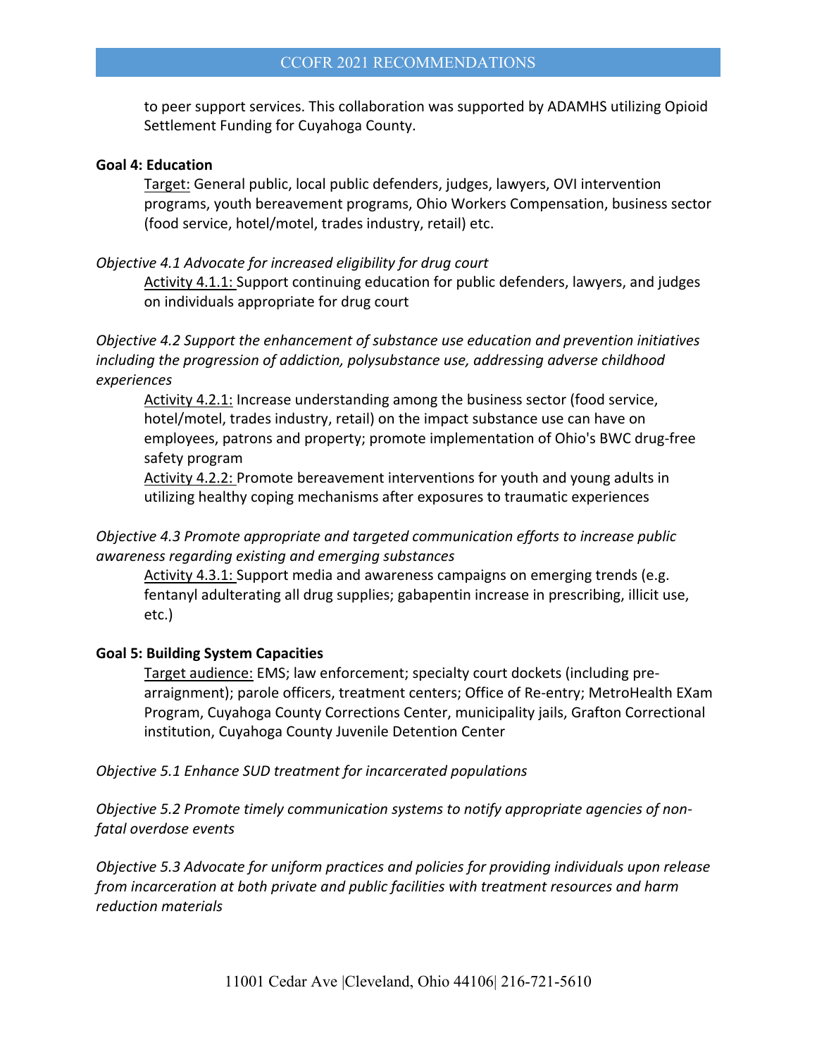to peer support services. This collaboration was supported by ADAMHS utilizing Opioid Settlement Funding for Cuyahoga County.

**Goal 4: Education**

Target: General public, local public defenders, judges, lawyers, OVI intervention programs, youth bereavement programs, Ohio Workers Compensation, business sector (food service, hotel/motel, trades industry, retail) etc.

*Objective 4.1 Advocate for increased eligibility for drug court*

Activity 4.1.1: Support continuing education for public defenders, lawyers, and judges on individuals appropriate for drug court

*Objective 4.2 Support the enhancement of substance use education and prevention initiatives including the progression of addiction, polysubstance use, addressing adverse childhood experiences*

Activity 4.2.1: Increase understanding among the business sector (food service, hotel/motel, trades industry, retail) on the impact substance use can have on employees, patrons and property; promote implementation of Ohio's BWC drug-free safety program

Activity 4.2.2: Promote bereavement interventions for youth and young adults in utilizing healthy coping mechanisms after exposures to traumatic experiences

*Objective 4.3 Promote appropriate and targeted communication efforts to increase public awareness regarding existing and emerging substances*

Activity 4.3.1: Support media and awareness campaigns on emerging trends (e.g. fentanyl adulterating all drug supplies; gabapentin increase in prescribing, illicit use, etc.)

**Goal 5: Building System Capacities**

Target audience: EMS; law enforcement; specialty court dockets (including pre-arraignment); parole officers, treatment centers; Office of Re-entry; MetroHealth EXam Program, Cuyahoga County Corrections Center, municipality jails, Grafton Correctional institution, Cuyahoga County Juvenile Detention Center

*Objective 5.1 Enhance SUD treatment for incarcerated populations*

*Objective 5.2 Promote timely communication systems to notify appropriate agencies of non-fatal overdose events*

*Objective 5.3 Advocate for uniform practices and policies for providing individuals upon release from incarceration at both private and public facilities with treatment resources and harm reduction materials*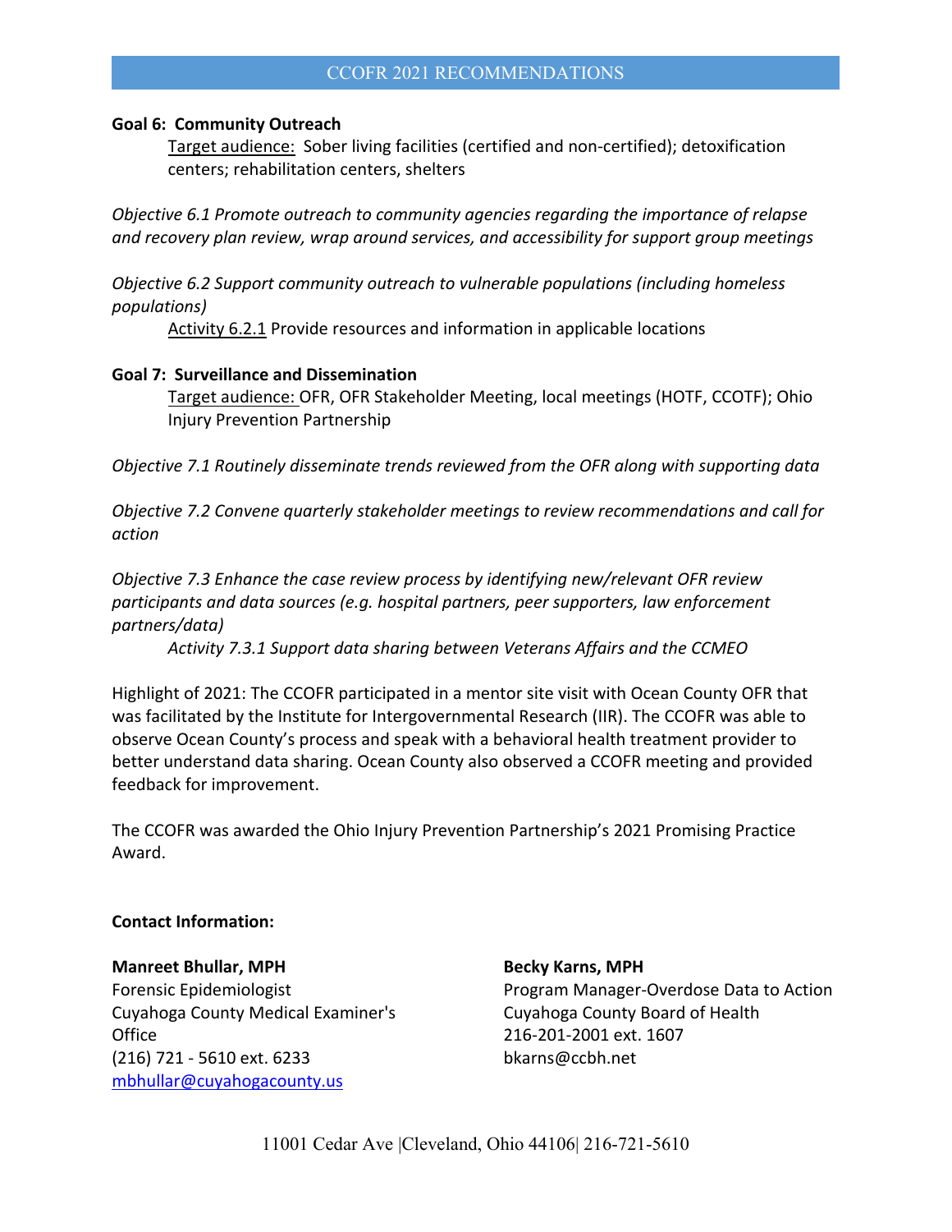**Goal 6: Community Outreach**

Target audience: Sober living facilities (certified and non-certified); detoxification centers; rehabilitation centers, shelters

*Objective 6.1 Promote outreach to community agencies regarding the importance of relapse and recovery plan review, wrap around services, and accessibility for support group meetings*

*Objective 6.2 Support community outreach to vulnerable populations (including homeless populations)*

Activity 6.2.1 Provide resources and information in applicable locations

**Goal 7: Surveillance and Dissemination**

Target audience: OFR, OFR Stakeholder Meeting, local meetings (HOTF, CCOTF); Ohio Injury Prevention Partnership

*Objective 7.1 Routinely disseminate trends reviewed from the OFR along with supporting data*

*Objective 7.2 Convene quarterly stakeholder meetings to review recommendations and call for action*

*Objective 7.3 Enhance the case review process by identifying new/relevant OFR review participants and data sources (e.g. hospital partners, peer supporters, law enforcement partners/data)*

*Activity 7.3.1 Support data sharing between Veterans Affairs and the CCMEO*

Highlight of 2021: The CCOFR participated in a mentor site visit with Ocean County OFR that was facilitated by the Institute for Intergovernmental Research (IIR). The CCOFR was able to observe Ocean County's process and speak with a behavioral health treatment provider to better understand data sharing. Ocean County also observed a CCOFR meeting and provided feedback for improvement.

The CCOFR was awarded the Ohio Injury Prevention Partnership's 2021 Promising Practice Award.

**Contact Information:**

**Manreet Bhullar, MPH**
Forensic Epidemiologist
Cuyahoga County Medical Examiner's Office
(216) 721 - 5610 ext. 6233
mbhullar@cuyahogacounty.us

**Becky Karns, MPH**
Program Manager-Overdose Data to Action
Cuyahoga County Board of Health
216-201-2001 ext. 1607
bkarns@ccbh.net

11001 Cedar Ave |Cleveland, Ohio 44106| 216-721-5610